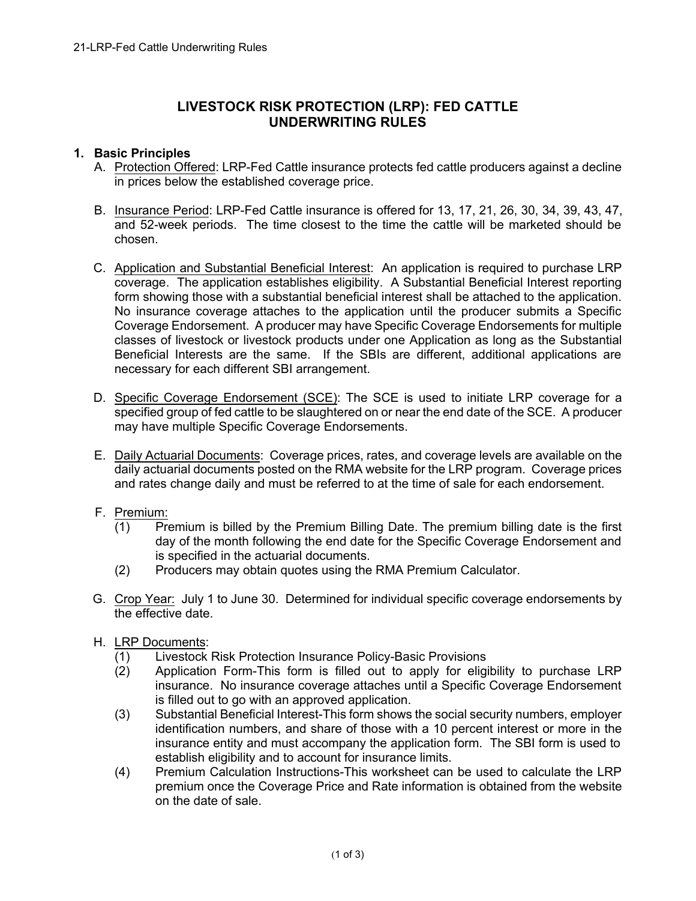# LIVESTOCK RISK PROTECTION (LRP): FED CATTLE UNDERWRITING RULES

## 1. Basic Principles

A. Protection Offered: LRP-Fed Cattle insurance protects fed cattle producers against a decline in prices below the established coverage price.

B. Insurance Period: LRP-Fed Cattle insurance is offered for 13, 17, 21, 26, 30, 34, 39, 43, 47, and 52-week periods. The time closest to the time the cattle will be marketed should be chosen.

C. Application and Substantial Beneficial Interest: An application is required to purchase LRP coverage. The application establishes eligibility. A Substantial Beneficial Interest reporting form showing those with a substantial beneficial interest shall be attached to the application. No insurance coverage attaches to the application until the producer submits a Specific Coverage Endorsement. A producer may have Specific Coverage Endorsements for multiple classes of livestock or livestock products under one Application as long as the Substantial Beneficial Interests are the same. If the SBIs are different, additional applications are necessary for each different SBI arrangement.

D. Specific Coverage Endorsement (SCE): The SCE is used to initiate LRP coverage for a specified group of fed cattle to be slaughtered on or near the end date of the SCE. A producer may have multiple Specific Coverage Endorsements.

E. Daily Actuarial Documents: Coverage prices, rates, and coverage levels are available on the daily actuarial documents posted on the RMA website for the LRP program. Coverage prices and rates change daily and must be referred to at the time of sale for each endorsement.

F. Premium:
   (1) Premium is billed by the Premium Billing Date. The premium billing date is the first day of the month following the end date for the Specific Coverage Endorsement and is specified in the actuarial documents.
   (2) Producers may obtain quotes using the RMA Premium Calculator.

G. Crop Year: July 1 to June 30. Determined for individual specific coverage endorsements by the effective date.

H. LRP Documents:
   (1) Livestock Risk Protection Insurance Policy-Basic Provisions
   (2) Application Form-This form is filled out to apply for eligibility to purchase LRP insurance. No insurance coverage attaches until a Specific Coverage Endorsement is filled out to go with an approved application.
   (3) Substantial Beneficial Interest-This form shows the social security numbers, employer identification numbers, and share of those with a 10 percent interest or more in the insurance entity and must accompany the application form. The SBI form is used to establish eligibility and to account for insurance limits.
   (4) Premium Calculation Instructions-This worksheet can be used to calculate the LRP premium once the Coverage Price and Rate information is obtained from the website on the date of sale.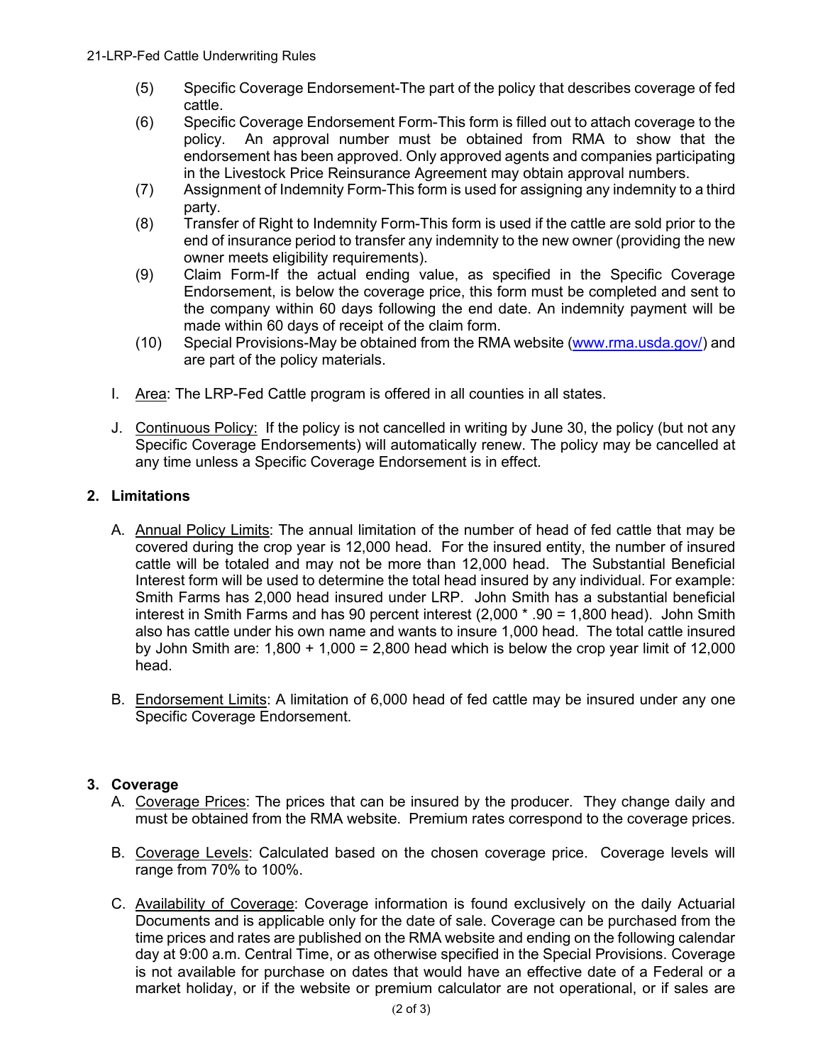(5) Specific Coverage Endorsement-The part of the policy that describes coverage of fed cattle.

(6) Specific Coverage Endorsement Form-This form is filled out to attach coverage to the policy. An approval number must be obtained from RMA to show that the endorsement has been approved. Only approved agents and companies participating in the Livestock Price Reinsurance Agreement may obtain approval numbers.

(7) Assignment of Indemnity Form-This form is used for assigning any indemnity to a third party.

(8) Transfer of Right to Indemnity Form-This form is used if the cattle are sold prior to the end of insurance period to transfer any indemnity to the new owner (providing the new owner meets eligibility requirements).

(9) Claim Form-If the actual ending value, as specified in the Specific Coverage Endorsement, is below the coverage price, this form must be completed and sent to the company within 60 days following the end date. An indemnity payment will be made within 60 days of receipt of the claim form.

(10) Special Provisions-May be obtained from the RMA website (www.rma.usda.gov/) and are part of the policy materials.

I. Area: The LRP-Fed Cattle program is offered in all counties in all states.

J. Continuous Policy: If the policy is not cancelled in writing by June 30, the policy (but not any Specific Coverage Endorsements) will automatically renew. The policy may be cancelled at any time unless a Specific Coverage Endorsement is in effect.

## 2. Limitations

A. Annual Policy Limits: The annual limitation of the number of head of fed cattle that may be covered during the crop year is 12,000 head. For the insured entity, the number of insured cattle will be totaled and may not be more than 12,000 head. The Substantial Beneficial Interest form will be used to determine the total head insured by any individual. For example: Smith Farms has 2,000 head insured under LRP. John Smith has a substantial beneficial interest in Smith Farms and has 90 percent interest (2,000 * .90 = 1,800 head). John Smith also has cattle under his own name and wants to insure 1,000 head. The total cattle insured by John Smith are: 1,800 + 1,000 = 2,800 head which is below the crop year limit of 12,000 head.

B. Endorsement Limits: A limitation of 6,000 head of fed cattle may be insured under any one Specific Coverage Endorsement.

## 3. Coverage

A. Coverage Prices: The prices that can be insured by the producer. They change daily and must be obtained from the RMA website. Premium rates correspond to the coverage prices.

B. Coverage Levels: Calculated based on the chosen coverage price. Coverage levels will range from 70% to 100%.

C. Availability of Coverage: Coverage information is found exclusively on the daily Actuarial Documents and is applicable only for the date of sale. Coverage can be purchased from the time prices and rates are published on the RMA website and ending on the following calendar day at 9:00 a.m. Central Time, or as otherwise specified in the Special Provisions. Coverage is not available for purchase on dates that would have an effective date of a Federal or a market holiday, or if the website or premium calculator are not operational, or if sales are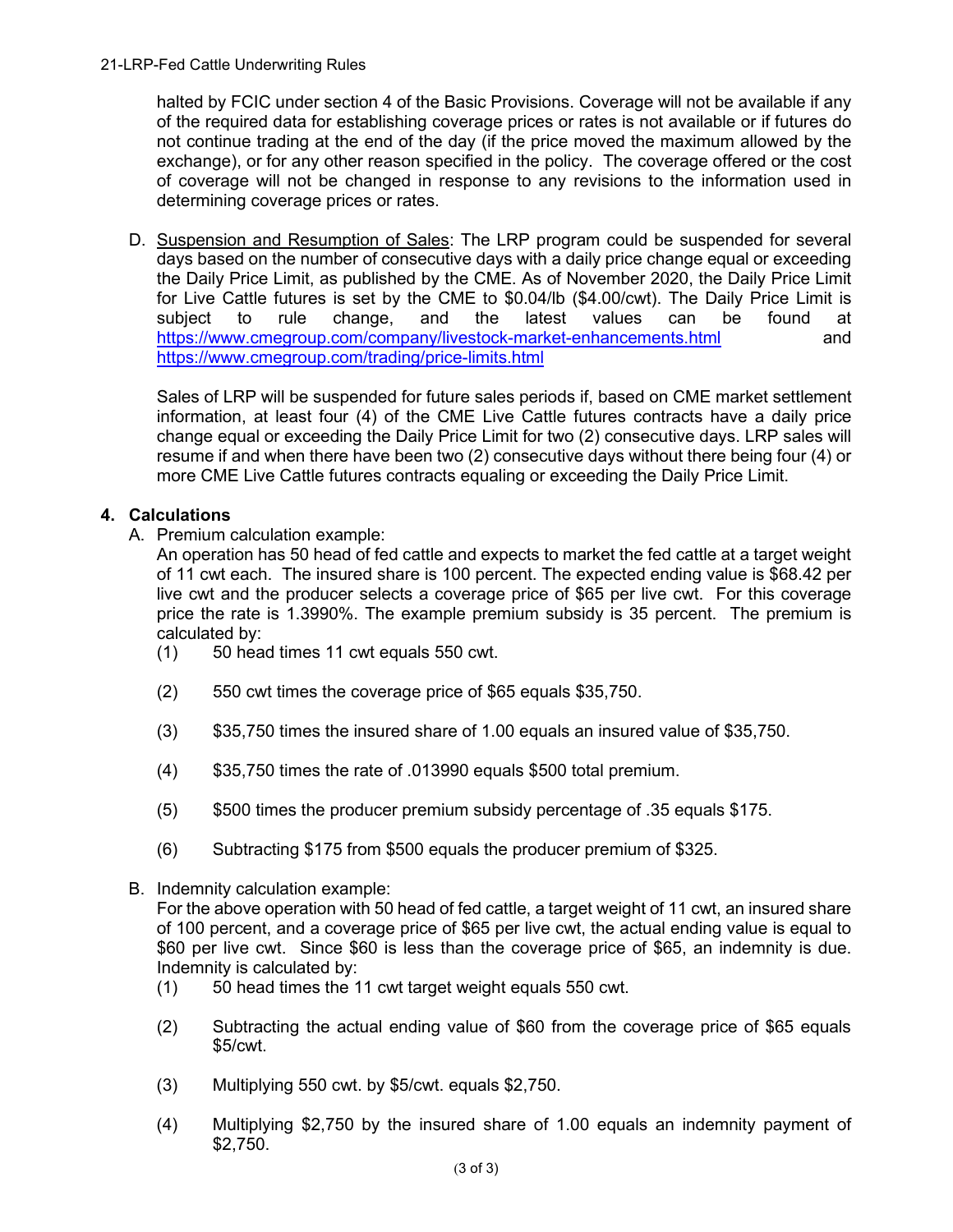halted by FCIC under section 4 of the Basic Provisions. Coverage will not be available if any of the required data for establishing coverage prices or rates is not available or if futures do not continue trading at the end of the day (if the price moved the maximum allowed by the exchange), or for any other reason specified in the policy. The coverage offered or the cost of coverage will not be changed in response to any revisions to the information used in determining coverage prices or rates.

D. Suspension and Resumption of Sales: The LRP program could be suspended for several days based on the number of consecutive days with a daily price change equal or exceeding the Daily Price Limit, as published by the CME. As of November 2020, the Daily Price Limit for Live Cattle futures is set by the CME to $0.04/lb ($4.00/cwt). The Daily Price Limit is subject to rule change, and the latest values can be found at https://www.cmegroup.com/company/livestock-market-enhancements.html and https://www.cmegroup.com/trading/price-limits.html

   Sales of LRP will be suspended for future sales periods if, based on CME market settlement information, at least four (4) of the CME Live Cattle futures contracts have a daily price change equal or exceeding the Daily Price Limit for two (2) consecutive days. LRP sales will resume if and when there have been two (2) consecutive days without there being four (4) or more CME Live Cattle futures contracts equaling or exceeding the Daily Price Limit.

## 4. Calculations

A. Premium calculation example:
   An operation has 50 head of fed cattle and expects to market the fed cattle at a target weight of 11 cwt each. The insured share is 100 percent. The expected ending value is $68.42 per live cwt and the producer selects a coverage price of $65 per live cwt. For this coverage price the rate is 1.3990%. The example premium subsidy is 35 percent. The premium is calculated by:

   (1) 50 head times 11 cwt equals 550 cwt.

   (2) 550 cwt times the coverage price of $65 equals $35,750.

   (3) $35,750 times the insured share of 1.00 equals an insured value of $35,750.

   (4) $35,750 times the rate of .013990 equals $500 total premium.

   (5) $500 times the producer premium subsidy percentage of .35 equals $175.

   (6) Subtracting $175 from $500 equals the producer premium of $325.

B. Indemnity calculation example:
   For the above operation with 50 head of fed cattle, a target weight of 11 cwt, an insured share of 100 percent, and a coverage price of $65 per live cwt, the actual ending value is equal to $60 per live cwt. Since $60 is less than the coverage price of $65, an indemnity is due. Indemnity is calculated by:

   (1) 50 head times the 11 cwt target weight equals 550 cwt.

   (2) Subtracting the actual ending value of $60 from the coverage price of $65 equals $5/cwt.

   (3) Multiplying 550 cwt. by $5/cwt. equals $2,750.

   (4) Multiplying $2,750 by the insured share of 1.00 equals an indemnity payment of $2,750.